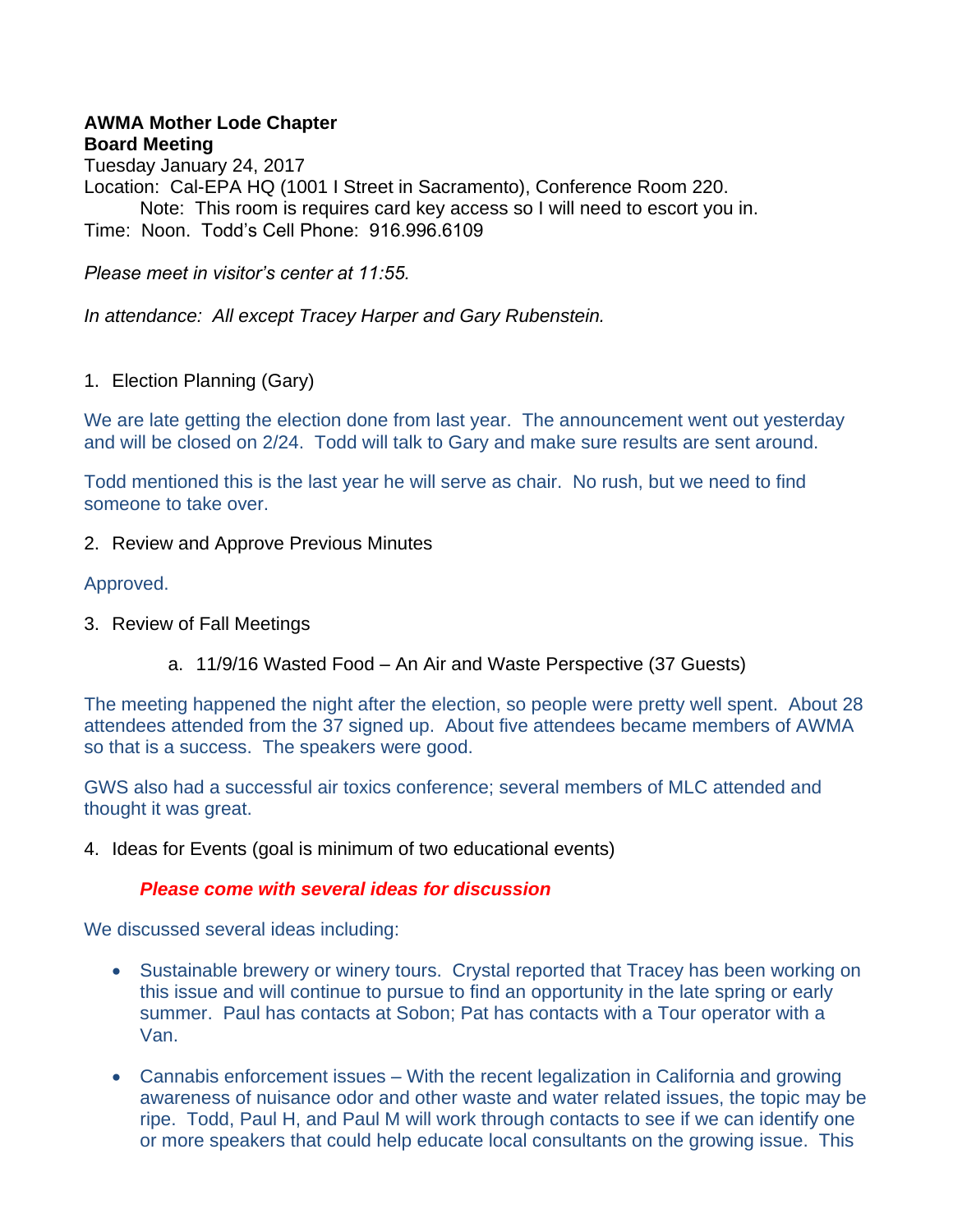**AWMA Mother Lode Chapter**
**Board Meeting**
Tuesday January 24, 2017
Location: Cal-EPA HQ (1001 I Street in Sacramento), Conference Room 220.
Note: This room is requires card key access so I will need to escort you in.
Time: Noon. Todd's Cell Phone: 916.996.6109

*Please meet in visitor's center at 11:55.*

*In attendance: All except Tracey Harper and Gary Rubenstein.*

1. Election Planning (Gary)

We are late getting the election done from last year. The announcement went out yesterday and will be closed on 2/24. Todd will talk to Gary and make sure results are sent around.

Todd mentioned this is the last year he will serve as chair. No rush, but we need to find someone to take over.

2. Review and Approve Previous Minutes

Approved.

3. Review of Fall Meetings

   a. 11/9/16 Wasted Food – An Air and Waste Perspective (37 Guests)

The meeting happened the night after the election, so people were pretty well spent. About 28 attendees attended from the 37 signed up. About five attendees became members of AWMA so that is a success. The speakers were good.

GWS also had a successful air toxics conference; several members of MLC attended and thought it was great.

4. Ideas for Events (goal is minimum of two educational events)

   ***Please come with several ideas for discussion***

We discussed several ideas including:

- Sustainable brewery or winery tours. Crystal reported that Tracey has been working on this issue and will continue to pursue to find an opportunity in the late spring or early summer. Paul has contacts at Sobon; Pat has contacts with a Tour operator with a Van.
- Cannabis enforcement issues – With the recent legalization in California and growing awareness of nuisance odor and other waste and water related issues, the topic may be ripe. Todd, Paul H, and Paul M will work through contacts to see if we can identify one or more speakers that could help educate local consultants on the growing issue. This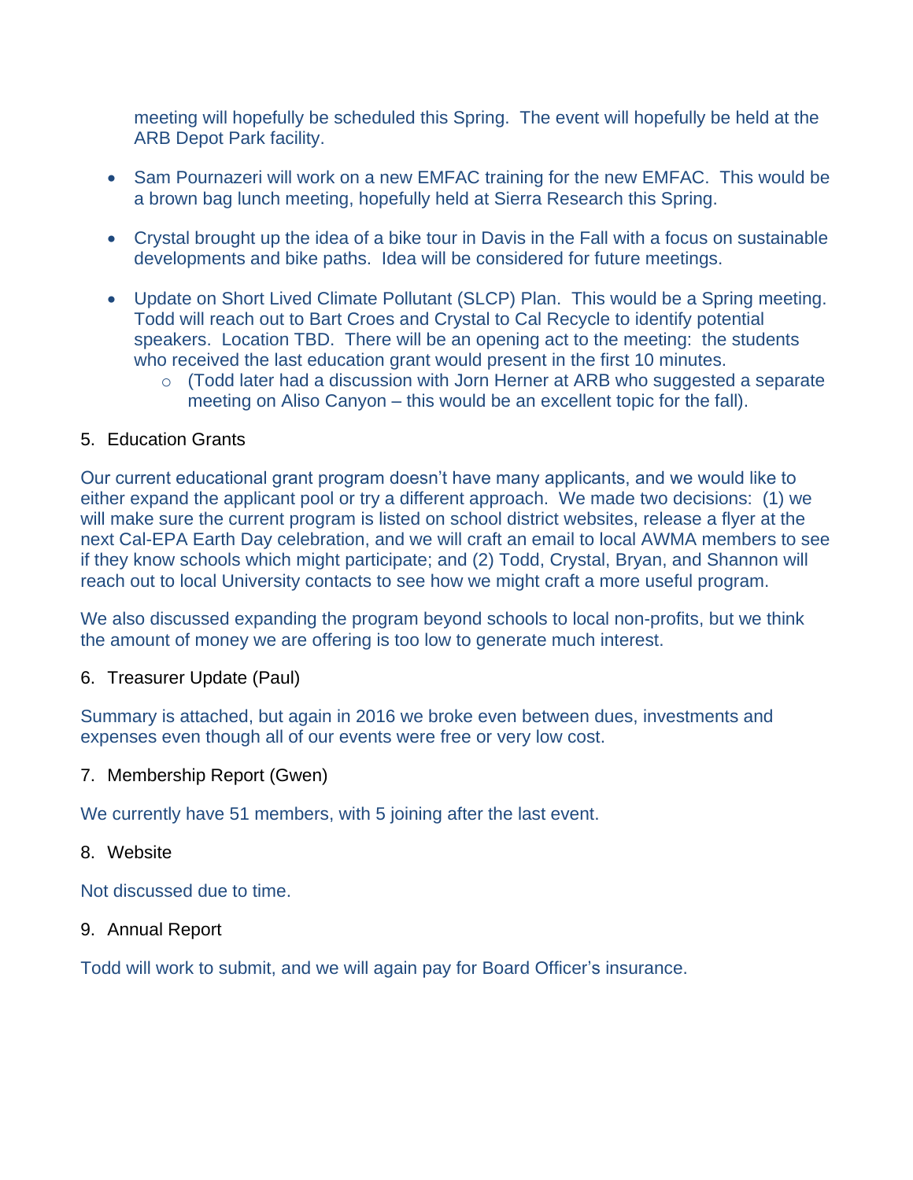meeting will hopefully be scheduled this Spring. The event will hopefully be held at the ARB Depot Park facility.

- Sam Pournazeri will work on a new EMFAC training for the new EMFAC. This would be a brown bag lunch meeting, hopefully held at Sierra Research this Spring.
- Crystal brought up the idea of a bike tour in Davis in the Fall with a focus on sustainable developments and bike paths. Idea will be considered for future meetings.
- Update on Short Lived Climate Pollutant (SLCP) Plan. This would be a Spring meeting. Todd will reach out to Bart Croes and Crystal to Cal Recycle to identify potential speakers. Location TBD. There will be an opening act to the meeting: the students who received the last education grant would present in the first 10 minutes.
  - (Todd later had a discussion with Jorn Herner at ARB who suggested a separate meeting on Aliso Canyon – this would be an excellent topic for the fall).

5. Education Grants

Our current educational grant program doesn't have many applicants, and we would like to either expand the applicant pool or try a different approach. We made two decisions: (1) we will make sure the current program is listed on school district websites, release a flyer at the next Cal-EPA Earth Day celebration, and we will craft an email to local AWMA members to see if they know schools which might participate; and (2) Todd, Crystal, Bryan, and Shannon will reach out to local University contacts to see how we might craft a more useful program.

We also discussed expanding the program beyond schools to local non-profits, but we think the amount of money we are offering is too low to generate much interest.

6. Treasurer Update (Paul)

Summary is attached, but again in 2016 we broke even between dues, investments and expenses even though all of our events were free or very low cost.

7. Membership Report (Gwen)

We currently have 51 members, with 5 joining after the last event.

8. Website

Not discussed due to time.

9. Annual Report

Todd will work to submit, and we will again pay for Board Officer's insurance.